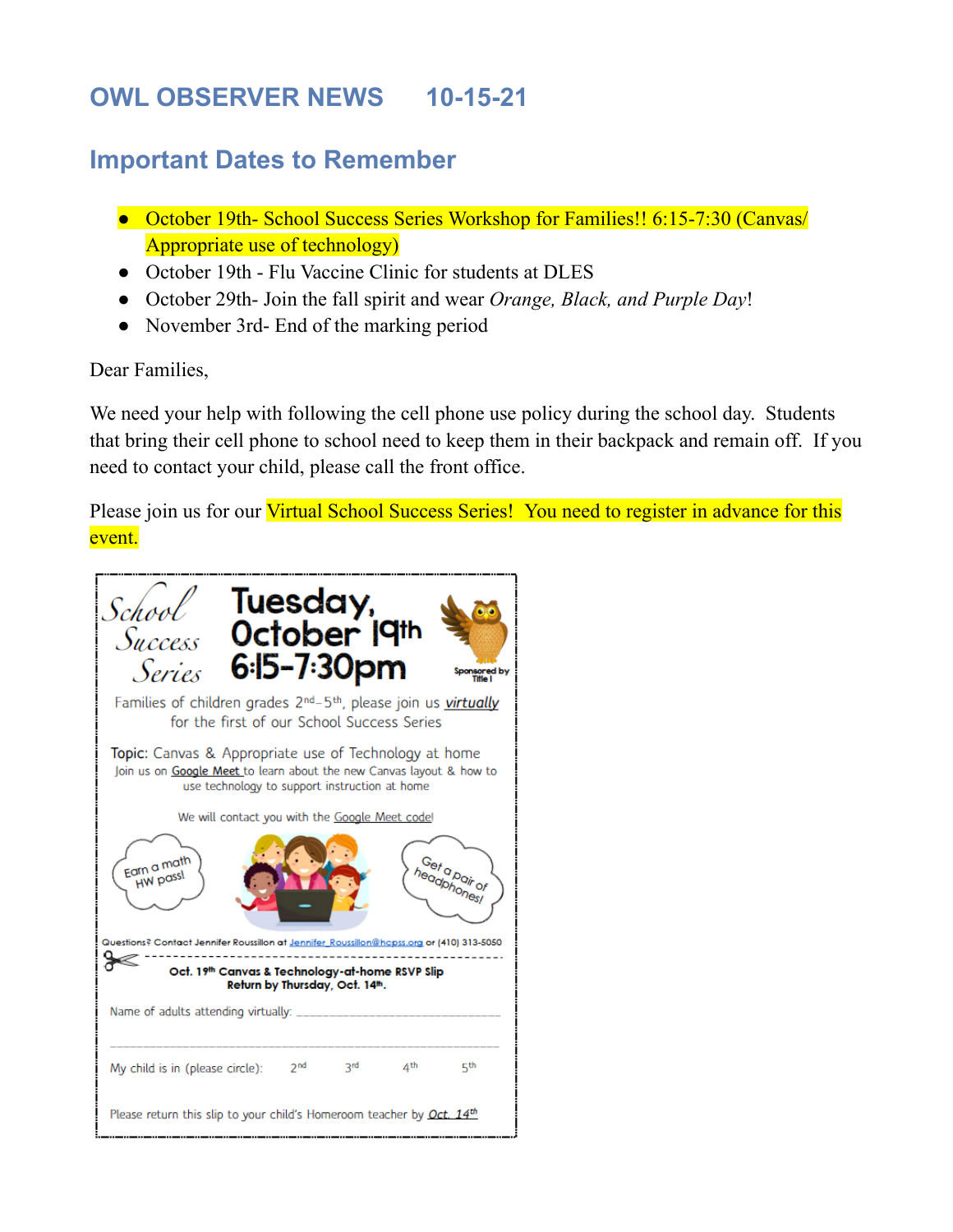# OWL OBSERVER NEWS 10-15-21

## Important Dates to Remember

- October 19th- School Success Series Workshop for Families!! 6:15-7:30 (Canvas/ Appropriate use of technology)
- October 19th - Flu Vaccine Clinic for students at DLES
- October 29th- Join the fall spirit and wear *Orange, Black, and Purple Day*!
- November 3rd- End of the marking period

Dear Families,

We need your help with following the cell phone use policy during the school day. Students that bring their cell phone to school need to keep them in their backpack and remain off. If you need to contact your child, please call the front office.

Please join us for our Virtual School Success Series! You need to register in advance for this event.

School Success Series

**Tuesday, October 19th 6:15-7:30pm**

Sponsored by Title I

Families of children grades 2nd-5th, please join us *virtually* for the first of our School Success Series

Topic: Canvas & Appropriate use of Technology at home

Join us on Google Meet to learn about the new Canvas layout & how to use technology to support instruction at home

We will contact you with the Google Meet code!

Earn a math HW pass!

Get a pair of headphones!

Questions? Contact Jennifer Roussillon at Jennifer_Roussillon@hcpss.org or (410) 313-5050

**Oct. 19th Canvas & Technology-at-home RSVP Slip**
**Return by Thursday, Oct. 14th.**

Name of adults attending virtually: ______________________________

____________________________________________

My child is in (please circle): 2nd 3rd 4th 5th

Please return this slip to your child's Homeroom teacher by *Oct. 14th*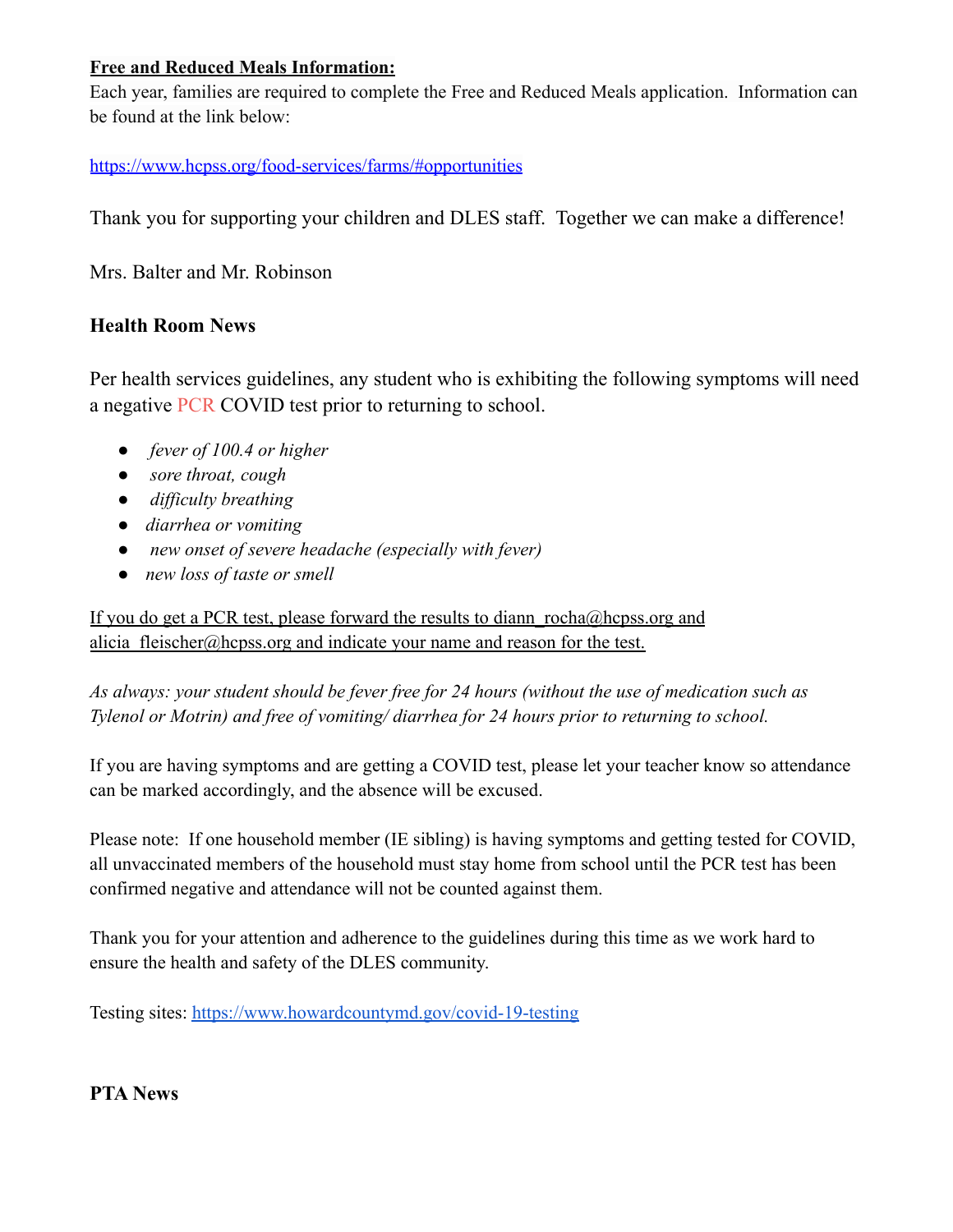**<u>Free and Reduced Meals Information:</u>**
Each year, families are required to complete the Free and Reduced Meals application. Information can be found at the link below:

https://www.hcpss.org/food-services/farms/#opportunities

Thank you for supporting your children and DLES staff. Together we can make a difference!

Mrs. Balter and Mr. Robinson

### Health Room News

Per health services guidelines, any student who is exhibiting the following symptoms will need a negative PCR COVID test prior to returning to school.

- *fever of 100.4 or higher*
- *sore throat, cough*
- *difficulty breathing*
- *diarrhea or vomiting*
- *new onset of severe headache (especially with fever)*
- *new loss of taste or smell*

<u>If you do get a PCR test, please forward the results to diann_rocha@hcpss.org and alicia_fleischer@hcpss.org and indicate your name and reason for the test.</u>

*As always: your student should be fever free for 24 hours (without the use of medication such as Tylenol or Motrin) and free of vomiting/ diarrhea for 24 hours prior to returning to school.*

If you are having symptoms and are getting a COVID test, please let your teacher know so attendance can be marked accordingly, and the absence will be excused.

Please note: If one household member (IE sibling) is having symptoms and getting tested for COVID, all unvaccinated members of the household must stay home from school until the PCR test has been confirmed negative and attendance will not be counted against them.

Thank you for your attention and adherence to the guidelines during this time as we work hard to ensure the health and safety of the DLES community.

Testing sites: https://www.howardcountymd.gov/covid-19-testing

### PTA News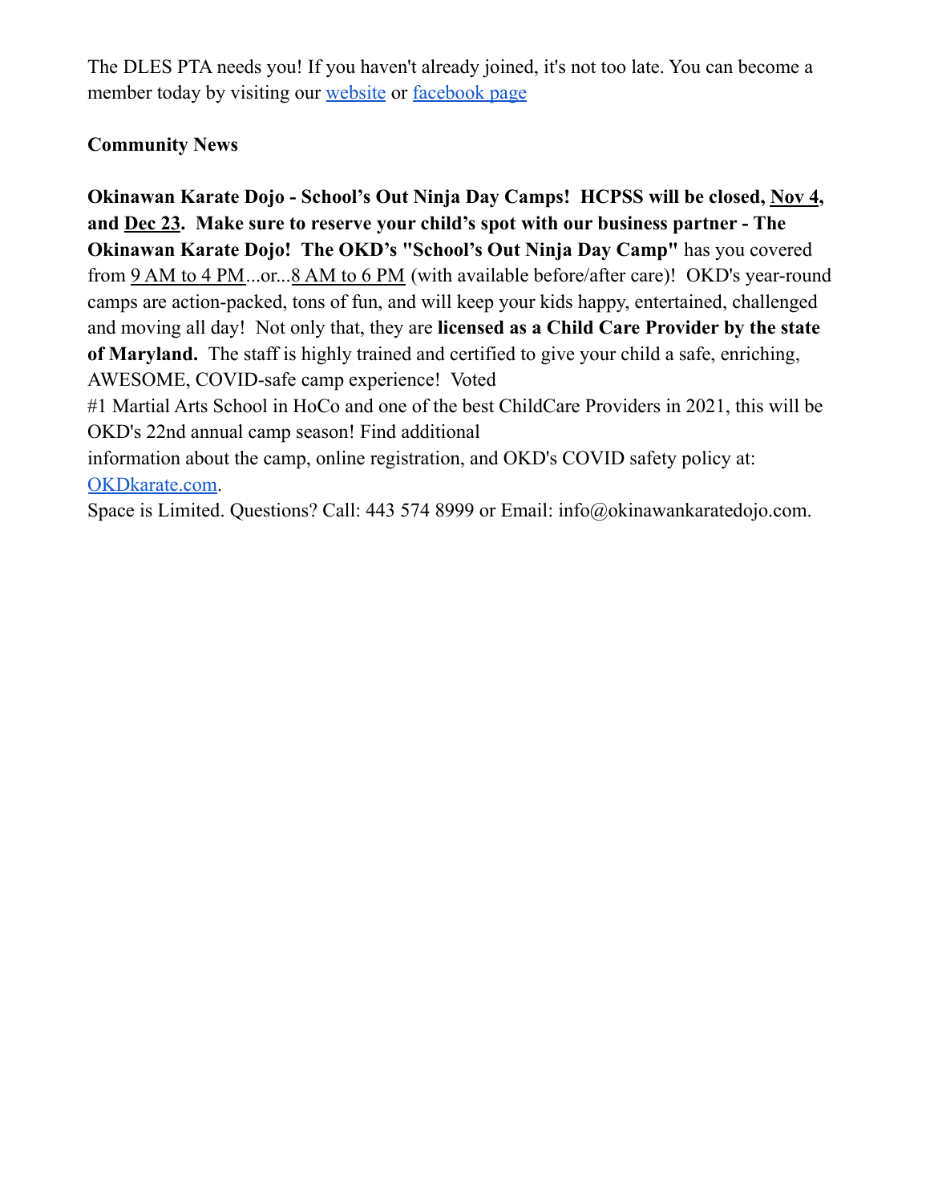The DLES PTA needs you! If you haven't already joined, it's not too late. You can become a member today by visiting our website or facebook page

**Community News**

**Okinawan Karate Dojo - School's Out Ninja Day Camps!  HCPSS will be closed, Nov 4, and Dec 23.  Make sure to reserve your child's spot with our business partner - The Okinawan Karate Dojo!  The OKD's "School's Out Ninja Day Camp"** has you covered from 9 AM to 4 PM...or...8 AM to 6 PM (with available before/after care)!  OKD's year-round camps are action-packed, tons of fun, and will keep your kids happy, entertained, challenged and moving all day!  Not only that, they are **licensed as a Child Care Provider by the state of Maryland.**  The staff is highly trained and certified to give your child a safe, enriching, AWESOME, COVID-safe camp experience!  Voted #1 Martial Arts School in HoCo and one of the best ChildCare Providers in 2021, this will be OKD's 22nd annual camp season! Find additional information about the camp, online registration, and OKD's COVID safety policy at: OKDkarate.com.

Space is Limited. Questions? Call: 443 574 8999 or Email: info@okinawankaratedojo.com.